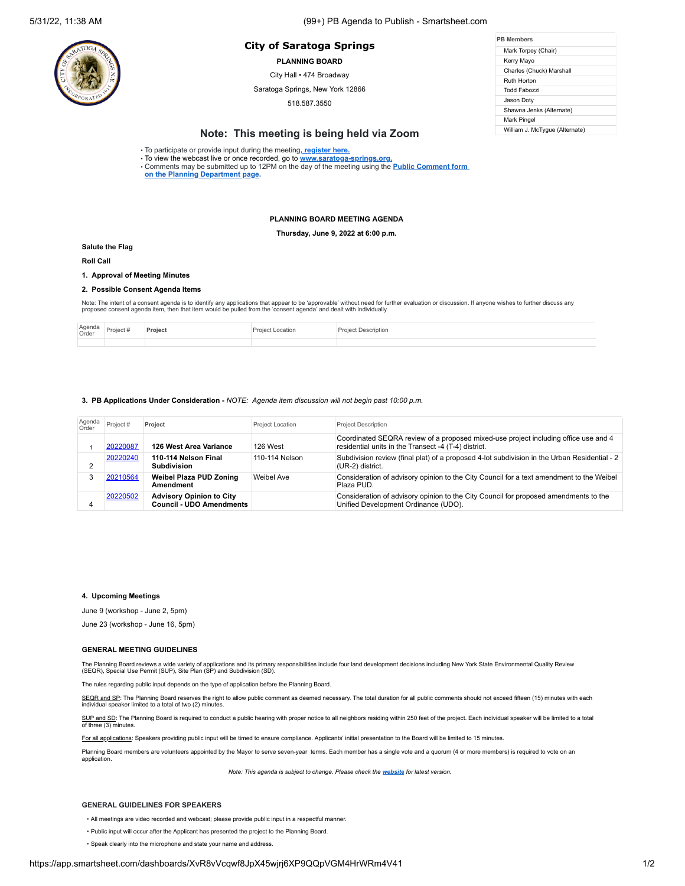# City of Saratoga Springs

**PLANNING BOARD**

City Hall • 474 Broadway

Saratoga Springs, New York 12866

518.587.3550

| PB Members |
|---|
| Mark Torpey (Chair) |
| Kerry Mayo |
| Charles (Chuck) Marshall |
| Ruth Horton |
| Todd Fabozzi |
| Jason Doty |
| Shawna Jenks (Alternate) |
| Mark Pingel |
| William J. McTygue (Alternate) |

## Note: This meeting is being held via Zoom

- To participate or provide input during the meeting, **register here.**
- To view the webcast live or once recorded, go to **www.saratoga-springs.org.**
- Comments may be submitted up to 12PM on the day of the meeting using the **Public Comment form on the Planning Department page**.

**PLANNING BOARD MEETING AGENDA**

**Thursday, June 9, 2022 at 6:00 p.m.**

**Salute the Flag**

**Roll Call**

**1. Approval of Meeting Minutes**

**2. Possible Consent Agenda Items**

Note: The intent of a consent agenda is to identify any applications that appear to be 'approvable' without need for further evaluation or discussion. If anyone wishes to further discuss any proposed consent agenda item, then that item would be pulled from the 'consent agenda' and dealt with individually.

| Agenda Order | Project # | Project | Project Location | Project Description |
|---|---|---|---|---|
| | | | | |

**3. PB Applications Under Consideration -** *NOTE: Agenda item discussion will not begin past 10:00 p.m.*

| Agenda Order | Project # | Project | Project Location | Project Description |
|---|---|---|---|---|
| 1 | 20220087 | **126 West Area Variance** | 126 West | Coordinated SEQRA review of a proposed mixed-use project including office use and 4 residential units in the Transect -4 (T-4) district. |
| 2 | 20220240 | **110-114 Nelson Final Subdivision** | 110-114 Nelson | Subdivision review (final plat) of a proposed 4-lot subdivision in the Urban Residential - 2 (UR-2) district. |
| 3 | 20210564 | **Weibel Plaza PUD Zoning Amendment** | Weibel Ave | Consideration of advisory opinion to the City Council for a text amendment to the Weibel Plaza PUD. |
| 4 | 20220502 | **Advisory Opinion to City Council - UDO Amendments** | | Consideration of advisory opinion to the City Council for proposed amendments to the Unified Development Ordinance (UDO). |

**4. Upcoming Meetings**

June 9 (workshop - June 2, 5pm)

June 23 (workshop - June 16, 5pm)

### GENERAL MEETING GUIDELINES

The Planning Board reviews a wide variety of applications and its primary responsibilities include four land development decisions including New York State Environmental Quality Review (SEQR), Special Use Permit (SUP), Site Plan (SP) and Subdivision (SD).

The rules regarding public input depends on the type of application before the Planning Board.

SEQR and SP: The Planning Board reserves the right to allow public comment as deemed necessary. The total duration for all public comments should not exceed fifteen (15) minutes with each individual speaker limited to a total of two (2) minutes.

SUP and SD: The Planning Board is required to conduct a public hearing with proper notice to all neighbors residing within 250 feet of the project. Each individual speaker will be limited to a total of three (3) minutes.

For all applications: Speakers providing public input will be timed to ensure compliance. Applicants' initial presentation to the Board will be limited to 15 minutes.

Planning Board members are volunteers appointed by the Mayor to serve seven-year terms. Each member has a single vote and a quorum (4 or more members) is required to vote on an application.

*Note: This agenda is subject to change. Please check the **website** for latest version.*

### GENERAL GUIDELINES FOR SPEAKERS

- All meetings are video recorded and webcast; please provide public input in a respectful manner.
- Public input will occur after the Applicant has presented the project to the Planning Board.
- Speak clearly into the microphone and state your name and address.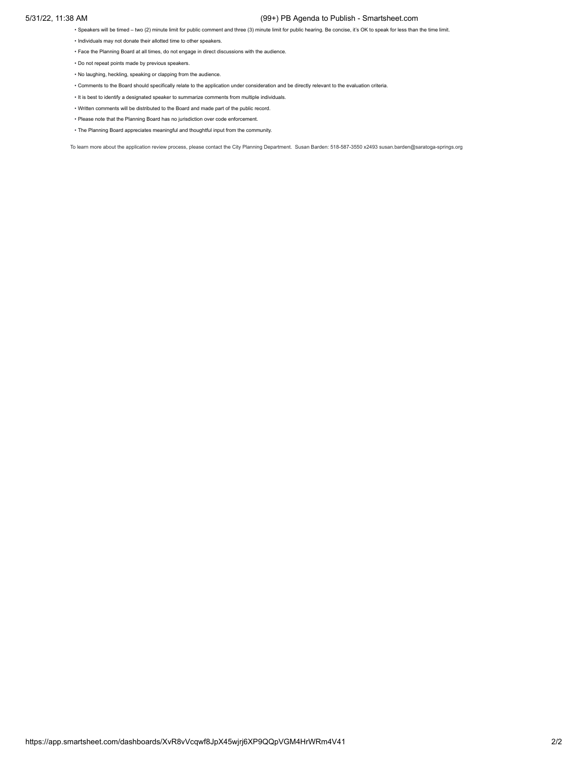- Speakers will be timed – two (2) minute limit for public comment and three (3) minute limit for public hearing. Be concise, it's OK to speak for less than the time limit.
- Individuals may not donate their allotted time to other speakers.
- Face the Planning Board at all times, do not engage in direct discussions with the audience.
- Do not repeat points made by previous speakers.
- No laughing, heckling, speaking or clapping from the audience.
- Comments to the Board should specifically relate to the application under consideration and be directly relevant to the evaluation criteria.
- It is best to identify a designated speaker to summarize comments from multiple individuals.
- Written comments will be distributed to the Board and made part of the public record.
- Please note that the Planning Board has no jurisdiction over code enforcement.
- The Planning Board appreciates meaningful and thoughtful input from the community.

To learn more about the application review process, please contact the City Planning Department. Susan Barden: 518-587-3550 x2493 susan.barden@saratoga-springs.org